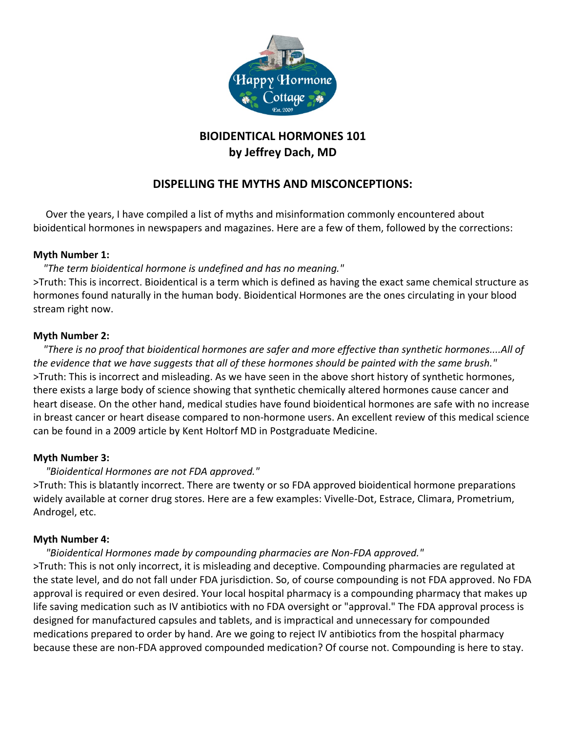# BIOIDENTICAL HORMONES 101
## by Jeffrey Dach, MD

## DISPELLING THE MYTHS AND MISCONCEPTIONS:

Over the years, I have compiled a list of myths and misinformation commonly encountered about bioidentical hormones in newspapers and magazines. Here are a few of them, followed by the corrections:

**Myth Number 1:**

*"The term bioidentical hormone is undefined and has no meaning."*

>Truth: This is incorrect. Bioidentical is a term which is defined as having the exact same chemical structure as hormones found naturally in the human body. Bioidentical Hormones are the ones circulating in your blood stream right now.

**Myth Number 2:**

*"There is no proof that bioidentical hormones are safer and more effective than synthetic hormones....All of the evidence that we have suggests that all of these hormones should be painted with the same brush."*

>Truth: This is incorrect and misleading. As we have seen in the above short history of synthetic hormones, there exists a large body of science showing that synthetic chemically altered hormones cause cancer and heart disease. On the other hand, medical studies have found bioidentical hormones are safe with no increase in breast cancer or heart disease compared to non-hormone users. An excellent review of this medical science can be found in a 2009 article by Kent Holtorf MD in Postgraduate Medicine.

**Myth Number 3:**

*"Bioidentical Hormones are not FDA approved."*

>Truth: This is blatantly incorrect. There are twenty or so FDA approved bioidentical hormone preparations widely available at corner drug stores. Here are a few examples: Vivelle-Dot, Estrace, Climara, Prometrium, Androgel, etc.

**Myth Number 4:**

*"Bioidentical Hormones made by compounding pharmacies are Non-FDA approved."*

>Truth: This is not only incorrect, it is misleading and deceptive. Compounding pharmacies are regulated at the state level, and do not fall under FDA jurisdiction. So, of course compounding is not FDA approved. No FDA approval is required or even desired. Your local hospital pharmacy is a compounding pharmacy that makes up life saving medication such as IV antibiotics with no FDA oversight or "approval." The FDA approval process is designed for manufactured capsules and tablets, and is impractical and unnecessary for compounded medications prepared to order by hand. Are we going to reject IV antibiotics from the hospital pharmacy because these are non-FDA approved compounded medication? Of course not. Compounding is here to stay.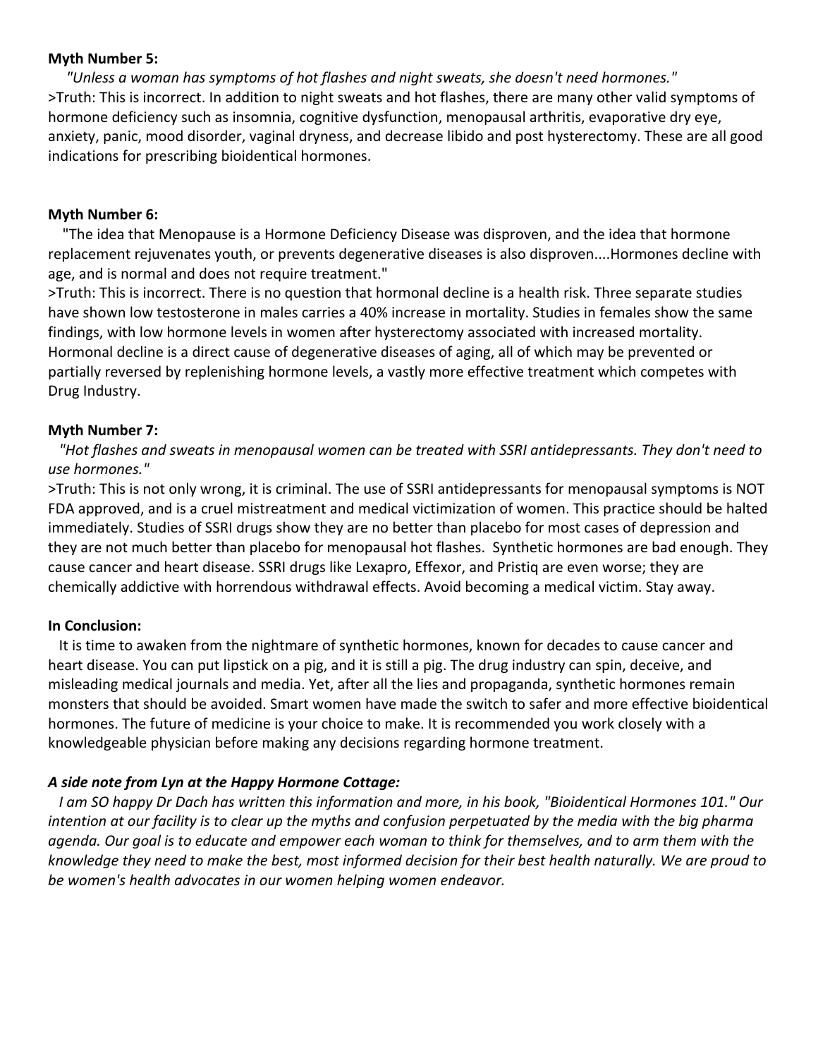**Myth Number 5:**

*"Unless a woman has symptoms of hot flashes and night sweats, she doesn't need hormones."*
>Truth: This is incorrect. In addition to night sweats and hot flashes, there are many other valid symptoms of hormone deficiency such as insomnia, cognitive dysfunction, menopausal arthritis, evaporative dry eye, anxiety, panic, mood disorder, vaginal dryness, and decrease libido and post hysterectomy. These are all good indications for prescribing bioidentical hormones.

**Myth Number 6:**

"The idea that Menopause is a Hormone Deficiency Disease was disproven, and the idea that hormone replacement rejuvenates youth, or prevents degenerative diseases is also disproven....Hormones decline with age, and is normal and does not require treatment."
>Truth: This is incorrect. There is no question that hormonal decline is a health risk. Three separate studies have shown low testosterone in males carries a 40% increase in mortality. Studies in females show the same findings, with low hormone levels in women after hysterectomy associated with increased mortality. Hormonal decline is a direct cause of degenerative diseases of aging, all of which may be prevented or partially reversed by replenishing hormone levels, a vastly more effective treatment which competes with Drug Industry.

**Myth Number 7:**

*"Hot flashes and sweats in menopausal women can be treated with SSRI antidepressants. They don't need to use hormones."*
>Truth: This is not only wrong, it is criminal. The use of SSRI antidepressants for menopausal symptoms is NOT FDA approved, and is a cruel mistreatment and medical victimization of women. This practice should be halted immediately. Studies of SSRI drugs show they are no better than placebo for most cases of depression and they are not much better than placebo for menopausal hot flashes. Synthetic hormones are bad enough. They cause cancer and heart disease. SSRI drugs like Lexapro, Effexor, and Pristiq are even worse; they are chemically addictive with horrendous withdrawal effects. Avoid becoming a medical victim. Stay away.

**In Conclusion:**

It is time to awaken from the nightmare of synthetic hormones, known for decades to cause cancer and heart disease. You can put lipstick on a pig, and it is still a pig. The drug industry can spin, deceive, and misleading medical journals and media. Yet, after all the lies and propaganda, synthetic hormones remain monsters that should be avoided. Smart women have made the switch to safer and more effective bioidentical hormones. The future of medicine is your choice to make. It is recommended you work closely with a knowledgeable physician before making any decisions regarding hormone treatment.

***A side note from Lyn at the Happy Hormone Cottage:***

*I am SO happy Dr Dach has written this information and more, in his book, "Bioidentical Hormones 101." Our intention at our facility is to clear up the myths and confusion perpetuated by the media with the big pharma agenda. Our goal is to educate and empower each woman to think for themselves, and to arm them with the knowledge they need to make the best, most informed decision for their best health naturally. We are proud to be women's health advocates in our women helping women endeavor.*